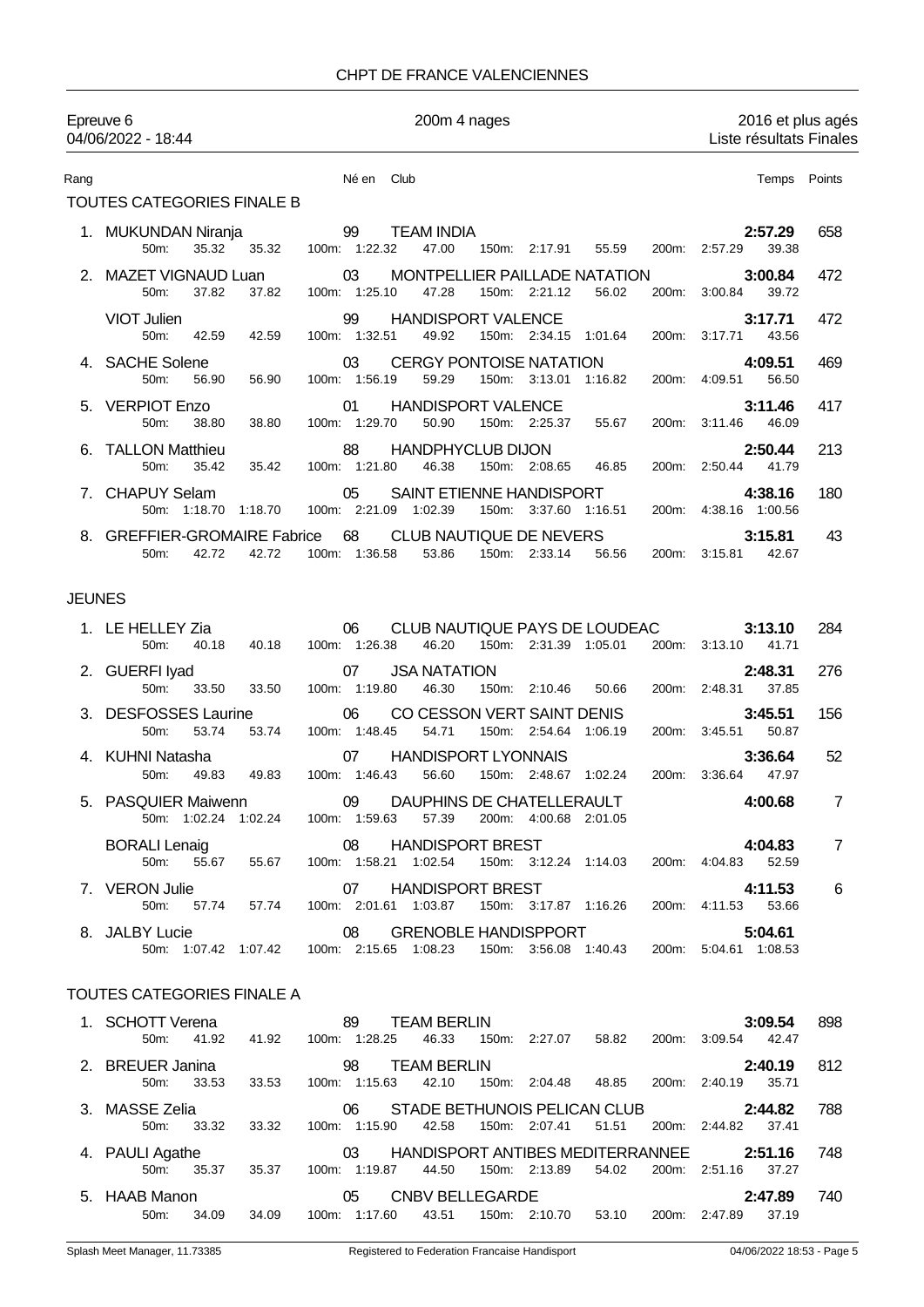CHPT DE FRANCE VALENCIENNES

Epreuve 6 — 200m 4 nages — 2016 et plus agés
04/06/2022 - 18:44 — Liste résultats Finales

| Rang | Nom | Né en | Club | Temps | Points |
|---|---|---|---|---|---|
| **TOUTES CATEGORIES FINALE B** | | | | | |
| 1. | MUKUNDAN Niranja | 99 | TEAM INDIA | **2:57.29** | 658 |
| | 50m: 35.32 35.32 | 100m: 1:22.32 47.00 | 150m: 2:17.91 55.59 | 200m: 2:57.29 39.38 | |
| 2. | MAZET VIGNAUD Luan | 03 | MONTPELLIER PAILLADE NATATION | **3:00.84** | 472 |
| | 50m: 37.82 37.82 | 100m: 1:25.10 47.28 | 150m: 2:21.12 56.02 | 200m: 3:00.84 39.72 | |
| | VIOT Julien | 99 | HANDISPORT VALENCE | **3:17.71** | 472 |
| | 50m: 42.59 42.59 | 100m: 1:32.51 49.92 | 150m: 2:34.15 1:01.64 | 200m: 3:17.71 43.56 | |
| 4. | SACHE Solene | 03 | CERGY PONTOISE NATATION | **4:09.51** | 469 |
| | 50m: 56.90 56.90 | 100m: 1:56.19 59.29 | 150m: 3:13.01 1:16.82 | 200m: 4:09.51 56.50 | |
| 5. | VERPIOT Enzo | 01 | HANDISPORT VALENCE | **3:11.46** | 417 |
| | 50m: 38.80 38.80 | 100m: 1:29.70 50.90 | 150m: 2:25.37 55.67 | 200m: 3:11.46 46.09 | |
| 6. | TALLON Matthieu | 88 | HANDPHYCLUB DIJON | **2:50.44** | 213 |
| | 50m: 35.42 35.42 | 100m: 1:21.80 46.38 | 150m: 2:08.65 46.85 | 200m: 2:50.44 41.79 | |
| 7. | CHAPUY Selam | 05 | SAINT ETIENNE HANDISPORT | **4:38.16** | 180 |
| | 50m: 1:18.70 1:18.70 | 100m: 2:21.09 1:02.39 | 150m: 3:37.60 1:16.51 | 200m: 4:38.16 1:00.56 | |
| 8. | GREFFIER-GROMAIRE Fabrice | 68 | CLUB NAUTIQUE DE NEVERS | **3:15.81** | 43 |
| | 50m: 42.72 42.72 | 100m: 1:36.58 53.86 | 150m: 2:33.14 56.56 | 200m: 3:15.81 42.67 | |
| **JEUNES** | | | | | |
| 1. | LE HELLEY Zia | 06 | CLUB NAUTIQUE PAYS DE LOUDEAC | **3:13.10** | 284 |
| | 50m: 40.18 40.18 | 100m: 1:26.38 46.20 | 150m: 2:31.39 1:05.01 | 200m: 3:13.10 41.71 | |
| 2. | GUERFI Iyad | 07 | JSA NATATION | **2:48.31** | 276 |
| | 50m: 33.50 33.50 | 100m: 1:19.80 46.30 | 150m: 2:10.46 50.66 | 200m: 2:48.31 37.85 | |
| 3. | DESFOSSES Laurine | 06 | CO CESSON VERT SAINT DENIS | **3:45.51** | 156 |
| | 50m: 53.74 53.74 | 100m: 1:48.45 54.71 | 150m: 2:54.64 1:06.19 | 200m: 3:45.51 50.87 | |
| 4. | KUHNI Natasha | 07 | HANDISPORT LYONNAIS | **3:36.64** | 52 |
| | 50m: 49.83 49.83 | 100m: 1:46.43 56.60 | 150m: 2:48.67 1:02.24 | 200m: 3:36.64 47.97 | |
| 5. | PASQUIER Maiwenn | 09 | DAUPHINS DE CHATELLERAULT | **4:00.68** | 7 |
| | 50m: 1:02.24 1:02.24 | 100m: 1:59.63 57.39 | 200m: 4:00.68 2:01.05 | | |
| | BORALI Lenaig | 08 | HANDISPORT BREST | **4:04.83** | 7 |
| | 50m: 55.67 55.67 | 100m: 1:58.21 1:02.54 | 150m: 3:12.24 1:14.03 | 200m: 4:04.83 52.59 | |
| 7. | VERON Julie | 07 | HANDISPORT BREST | **4:11.53** | 6 |
| | 50m: 57.74 57.74 | 100m: 2:01.61 1:03.87 | 150m: 3:17.87 1:16.26 | 200m: 4:11.53 53.66 | |
| 8. | JALBY Lucie | 08 | GRENOBLE HANDISPPORT | **5:04.61** | |
| | 50m: 1:07.42 1:07.42 | 100m: 2:15.65 1:08.23 | 150m: 3:56.08 1:40.43 | 200m: 5:04.61 1:08.53 | |
| **TOUTES CATEGORIES FINALE A** | | | | | |
| 1. | SCHOTT Verena | 89 | TEAM BERLIN | **3:09.54** | 898 |
| | 50m: 41.92 41.92 | 100m: 1:28.25 46.33 | 150m: 2:27.07 58.82 | 200m: 3:09.54 42.47 | |
| 2. | BREUER Janina | 98 | TEAM BERLIN | **2:40.19** | 812 |
| | 50m: 33.53 33.53 | 100m: 1:15.63 42.10 | 150m: 2:04.48 48.85 | 200m: 2:40.19 35.71 | |
| 3. | MASSE Zelia | 06 | STADE BETHUNOIS PELICAN CLUB | **2:44.82** | 788 |
| | 50m: 33.32 33.32 | 100m: 1:15.90 42.58 | 150m: 2:07.41 51.51 | 200m: 2:44.82 37.41 | |
| 4. | PAULI Agathe | 03 | HANDISPORT ANTIBES MEDITERRANNEE | **2:51.16** | 748 |
| | 50m: 35.37 35.37 | 100m: 1:19.87 44.50 | 150m: 2:13.89 54.02 | 200m: 2:51.16 37.27 | |
| 5. | HAAB Manon | 05 | CNBV BELLEGARDE | **2:47.89** | 740 |
| | 50m: 34.09 34.09 | 100m: 1:17.60 43.51 | 150m: 2:10.70 53.10 | 200m: 2:47.89 37.19 | |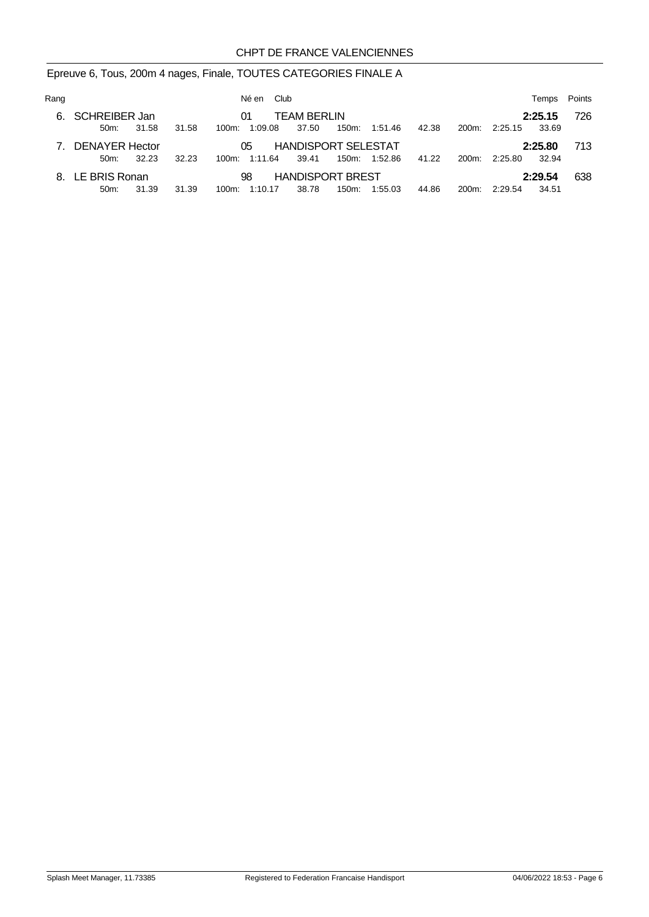CHPT DE FRANCE VALENCIENNES

## Epreuve 6, Tous, 200m 4 nages, Finale, TOUTES CATEGORIES FINALE A

| Rang | | Né en | Club | | | | | | | Temps | Points |
|---|---|---|---|---|---|---|---|---|---|---|---|
| 6. | SCHREIBER Jan | 01 | TEAM BERLIN | | | | | | | **2:25.15** | 726 |
| | 50m: 31.58 | 31.58 | 100m: 1:09.08 | 37.50 | 150m: 1:51.46 | 42.38 | 200m: 2:25.15 | 33.69 | | | |
| 7. | DENAYER Hector | 05 | HANDISPORT SELESTAT | | | | | | | **2:25.80** | 713 |
| | 50m: 32.23 | 32.23 | 100m: 1:11.64 | 39.41 | 150m: 1:52.86 | 41.22 | 200m: 2:25.80 | 32.94 | | | |
| 8. | LE BRIS Ronan | 98 | HANDISPORT BREST | | | | | | | **2:29.54** | 638 |
| | 50m: 31.39 | 31.39 | 100m: 1:10.17 | 38.78 | 150m: 1:55.03 | 44.86 | 200m: 2:29.54 | 34.51 | | | |